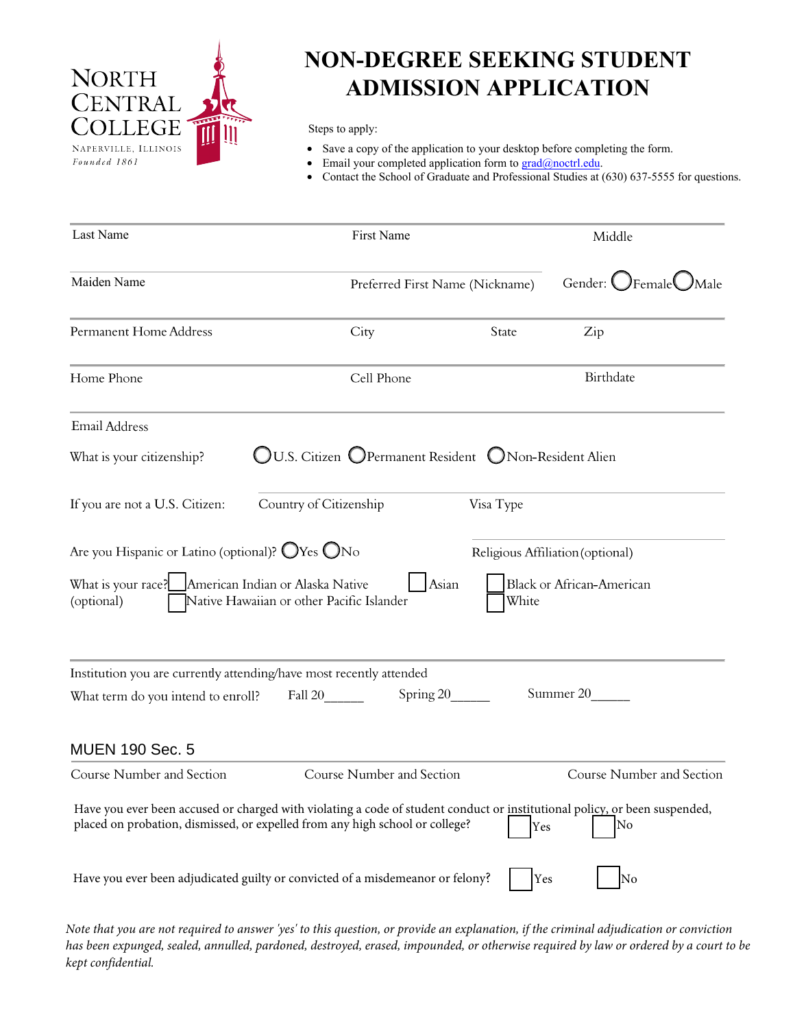NORTH CENTRAL COLLEGE
NAPERVILLE, ILLINOIS
*Founded 1861*

# NON-DEGREE SEEKING STUDENT ADMISSION APPLICATION

Steps to apply:

- Save a copy of the application to your desktop before completing the form.
- Email your completed application form to grad@noctrl.edu.
- Contact the School of Graduate and Professional Studies at (630) 637-5555 for questions.

Last Name First Name Middle

Maiden Name Preferred First Name (Nickname) Gender: ◯ Female ◯ Male

Permanent Home Address City State Zip

Home Phone Cell Phone Birthdate

Email Address

What is your citizenship? ◯ U.S. Citizen ◯ Permanent Resident ◯ Non-Resident Alien

If you are not a U.S. Citizen: Country of Citizenship Visa Type

Are you Hispanic or Latino (optional)? ◯ Yes ◯ No Religious Affiliation (optional)

What is your race? (optional)
☐ American Indian or Alaska Native
☐ Asian
☐ Black or African-American
☐ Native Hawaiian or other Pacific Islander
☐ White

Institution you are currently attending/have most recently attended

What term do you intend to enroll? Fall 20______ Spring 20______ Summer 20______

MUEN 190 Sec. 5

Course Number and Section Course Number and Section Course Number and Section

Have you ever been accused or charged with violating a code of student conduct or institutional policy, or been suspended, placed on probation, dismissed, or expelled from any high school or college? ☐ Yes ☐ No

Have you ever been adjudicated guilty or convicted of a misdemeanor or felony? ☐ Yes ☐ No

*Note that you are not required to answer 'yes' to this question, or provide an explanation, if the criminal adjudication or conviction has been expunged, sealed, annulled, pardoned, destroyed, erased, impounded, or otherwise required by law or ordered by a court to be kept confidential.*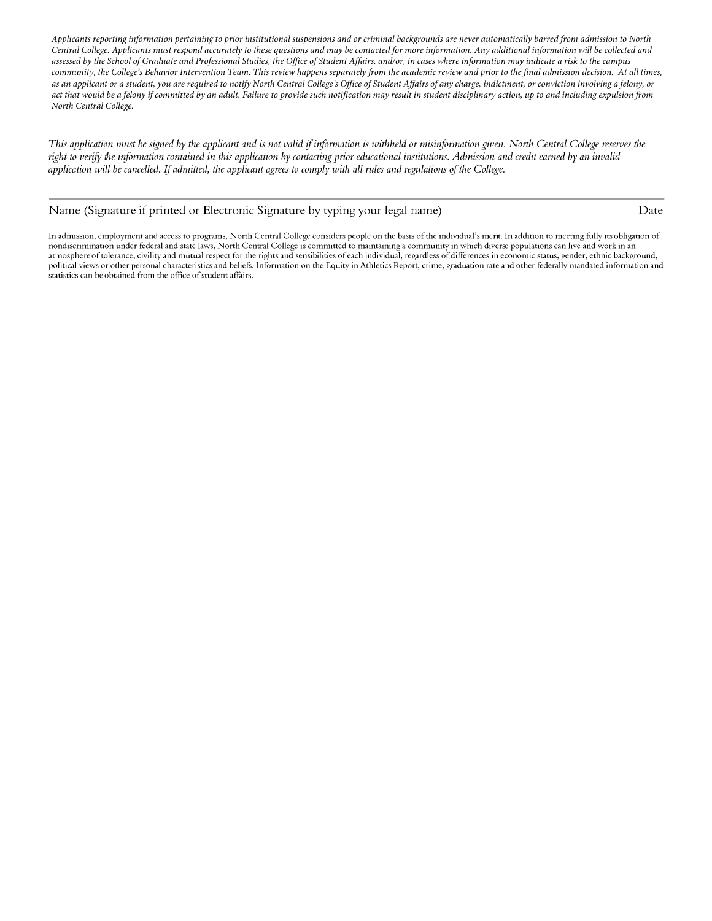*Applicants reporting information pertaining to prior institutional suspensions and or criminal backgrounds are never automatically barred from admission to North Central College. Applicants must respond accurately to these questions and may be contacted for more information. Any additional information will be collected and assessed by the School of Graduate and Professional Studies, the Office of Student Affairs, and/or, in cases where information may indicate a risk to the campus community, the College's Behavior Intervention Team. This review happens separately from the academic review and prior to the final admission decision. At all times, as an applicant or a student, you are required to notify North Central College's Office of Student Affairs of any charge, indictment, or conviction involving a felony, or act that would be a felony if committed by an adult. Failure to provide such notification may result in student disciplinary action, up to and including expulsion from North Central College.*

*This application must be signed by the applicant and is not valid if information is withheld or misinformation given. North Central College reserves the right to verify the information contained in this application by contacting prior educational institutions. Admission and credit earned by an invalid application will be cancelled. If admitted, the applicant agrees to comply with all rules and regulations of the College.*

---

Name (Signature if printed or Electronic Signature by typing your legal name) Date

In admission, employment and access to programs, North Central College considers people on the basis of the individual's merit. In addition to meeting fully its obligation of nondiscrimination under federal and state laws, North Central College is committed to maintaining a community in which diverse populations can live and work in an atmosphere of tolerance, civility and mutual respect for the rights and sensibilities of each individual, regardless of differences in economic status, gender, ethnic background, political views or other personal characteristics and beliefs. Information on the Equity in Athletics Report, crime, graduation rate and other federally mandated information and statistics can be obtained from the office of student affairs.